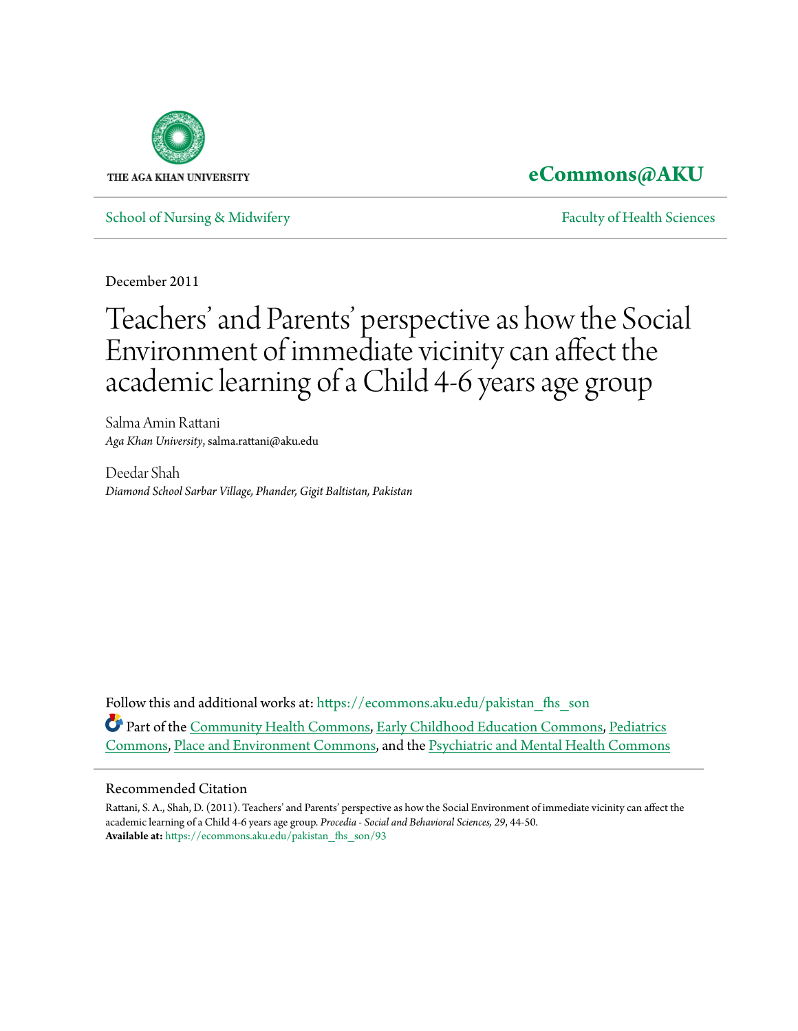THE AGA KHAN UNIVERSITY

**eCommons@AKU**

School of Nursing & Midwifery

Faculty of Health Sciences

December 2011

# Teachers' and Parents' perspective as how the Social Environment of immediate vicinity can affect the academic learning of a Child 4-6 years age group

Salma Amin Rattani
*Aga Khan University*, salma.rattani@aku.edu

Deedar Shah
*Diamond School Sarbar Village, Phander, Gigit Baltistan, Pakistan*

Follow this and additional works at: https://ecommons.aku.edu/pakistan_fhs_son

Part of the Community Health Commons, Early Childhood Education Commons, Pediatrics Commons, Place and Environment Commons, and the Psychiatric and Mental Health Commons

## Recommended Citation

Rattani, S. A., Shah, D. (2011). Teachers' and Parents' perspective as how the Social Environment of immediate vicinity can affect the academic learning of a Child 4-6 years age group. *Procedia - Social and Behavioral Sciences, 29*, 44-50.
**Available at:** https://ecommons.aku.edu/pakistan_fhs_son/93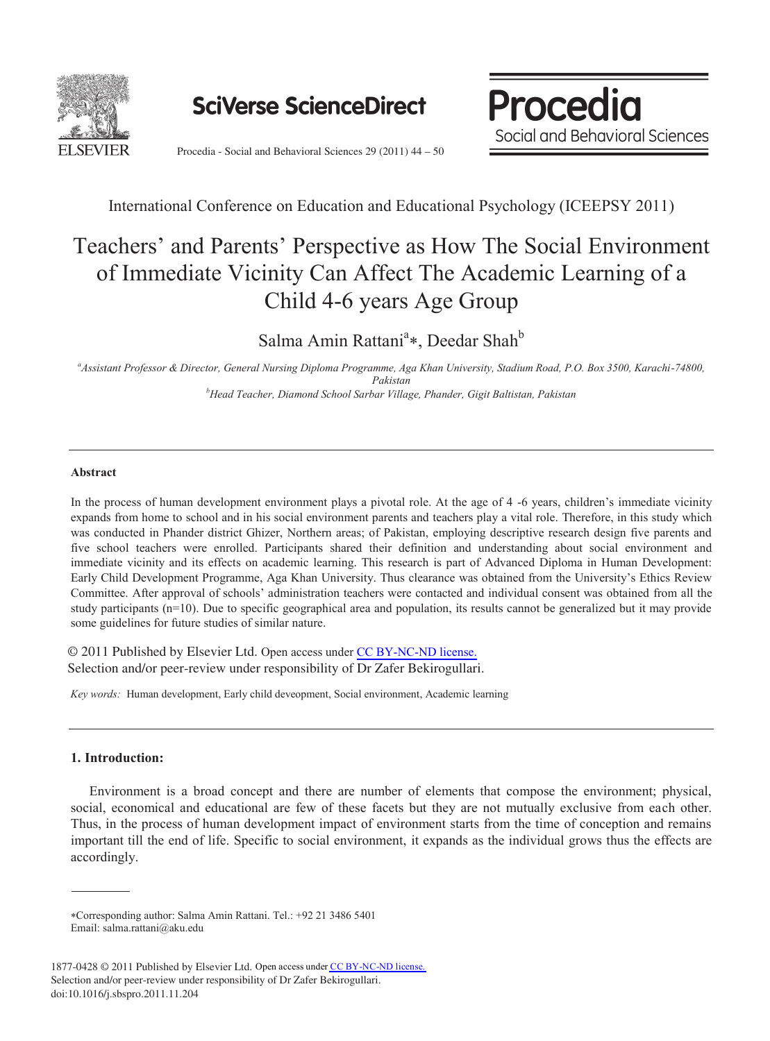# Teachers' and Parents' Perspective as How The Social Environment of Immediate Vicinity Can Affect The Academic Learning of a Child 4-6 years Age Group

Salma Amin Rattani[a]*, Deedar Shah[b]

[a]*Assistant Professor & Director, General Nursing Diploma Programme, Aga Khan University, Stadium Road, P.O. Box 3500, Karachi-74800, Pakistan*

[b]*Head Teacher, Diamond School Sarbar Village, Phander, Gigit Baltistan, Pakistan*

International Conference on Education and Educational Psychology (ICEEPSY 2011)

## Abstract

In the process of human development environment plays a pivotal role. At the age of 4 -6 years, children's immediate vicinity expands from home to school and in his social environment parents and teachers play a vital role. Therefore, in this study which was conducted in Phander district Ghizer, Northern areas; of Pakistan, employing descriptive research design five parents and five school teachers were enrolled. Participants shared their definition and understanding about social environment and immediate vicinity and its effects on academic learning. This research is part of Advanced Diploma in Human Development: Early Child Development Programme, Aga Khan University. Thus clearance was obtained from the University's Ethics Review Committee. After approval of schools' administration teachers were contacted and individual consent was obtained from all the study participants (n=10). Due to specific geographical area and population, its results cannot be generalized but it may provide some guidelines for future studies of similar nature.

© 2011 Published by Elsevier Ltd. Open access under CC BY-NC-ND license.
Selection and/or peer-review under responsibility of Dr Zafer Bekirogullari.

*Key words:* Human development, Early child deveopment, Social environment, Academic learning

## 1. Introduction:

Environment is a broad concept and there are number of elements that compose the environment; physical, social, economical and educational are few of these facets but they are not mutually exclusive from each other. Thus, in the process of human development impact of environment starts from the time of conception and remains important till the end of life. Specific to social environment, it expands as the individual grows thus the effects are accordingly.

---

*Corresponding author: Salma Amin Rattani. Tel.: +92 21 3486 5401
Email: salma.rattani@aku.edu

1877-0428 © 2011 Published by Elsevier Ltd. Open access under CC BY-NC-ND license.
Selection and/or peer-review under responsibility of Dr Zafer Bekirogullari.
doi:10.1016/j.sbspro.2011.11.204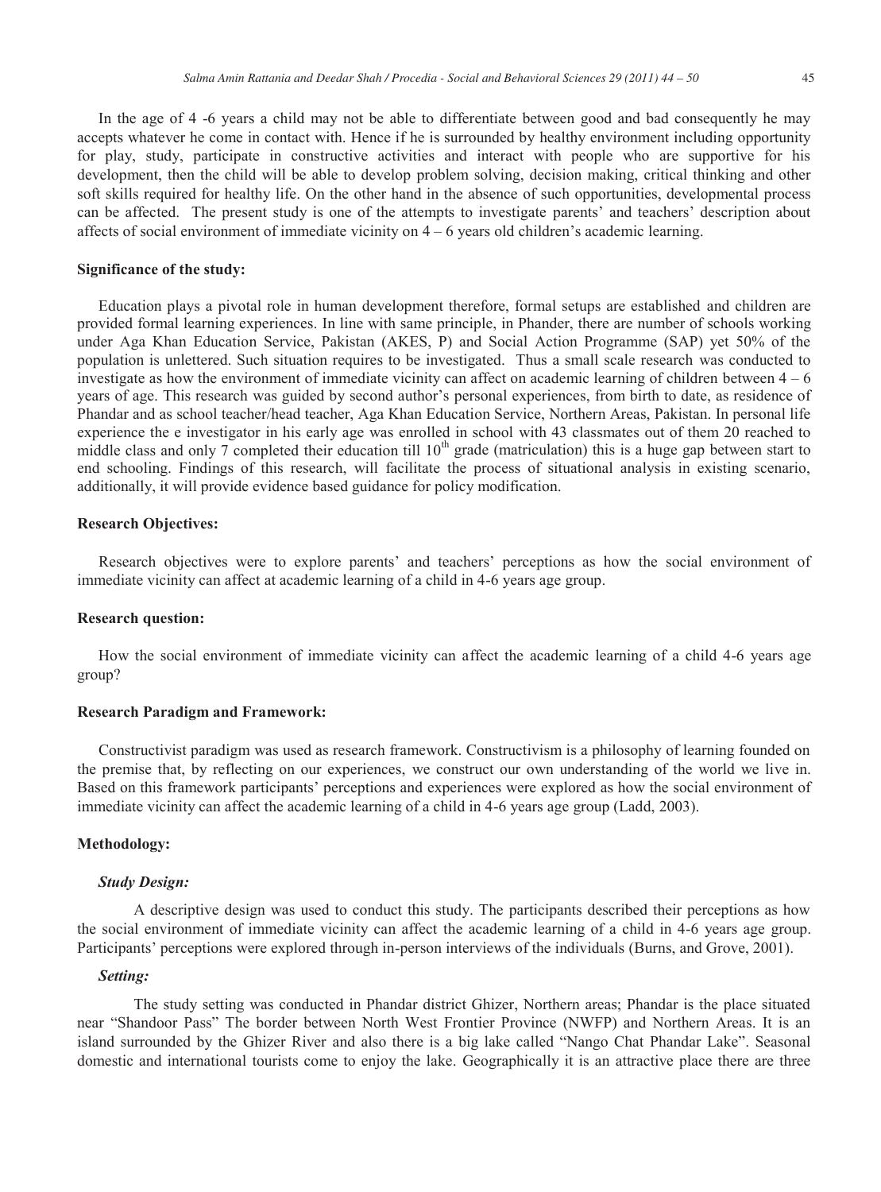In the age of 4 -6 years a child may not be able to differentiate between good and bad consequently he may accepts whatever he come in contact with. Hence if he is surrounded by healthy environment including opportunity for play, study, participate in constructive activities and interact with people who are supportive for his development, then the child will be able to develop problem solving, decision making, critical thinking and other soft skills required for healthy life. On the other hand in the absence of such opportunities, developmental process can be affected. The present study is one of the attempts to investigate parents' and teachers' description about affects of social environment of immediate vicinity on 4 – 6 years old children's academic learning.

**Significance of the study:**

Education plays a pivotal role in human development therefore, formal setups are established and children are provided formal learning experiences. In line with same principle, in Phander, there are number of schools working under Aga Khan Education Service, Pakistan (AKES, P) and Social Action Programme (SAP) yet 50% of the population is unlettered. Such situation requires to be investigated. Thus a small scale research was conducted to investigate as how the environment of immediate vicinity can affect on academic learning of children between 4 – 6 years of age. This research was guided by second author's personal experiences, from birth to date, as residence of Phandar and as school teacher/head teacher, Aga Khan Education Service, Northern Areas, Pakistan. In personal life experience the e investigator in his early age was enrolled in school with 43 classmates out of them 20 reached to middle class and only 7 completed their education till 10th grade (matriculation) this is a huge gap between start to end schooling. Findings of this research, will facilitate the process of situational analysis in existing scenario, additionally, it will provide evidence based guidance for policy modification.

**Research Objectives:**

Research objectives were to explore parents' and teachers' perceptions as how the social environment of immediate vicinity can affect at academic learning of a child in 4-6 years age group.

**Research question:**

How the social environment of immediate vicinity can affect the academic learning of a child 4-6 years age group?

**Research Paradigm and Framework:**

Constructivist paradigm was used as research framework. Constructivism is a philosophy of learning founded on the premise that, by reflecting on our experiences, we construct our own understanding of the world we live in. Based on this framework participants' perceptions and experiences were explored as how the social environment of immediate vicinity can affect the academic learning of a child in 4-6 years age group (Ladd, 2003).

**Methodology:**

***Study Design:***

A descriptive design was used to conduct this study. The participants described their perceptions as how the social environment of immediate vicinity can affect the academic learning of a child in 4-6 years age group. Participants' perceptions were explored through in-person interviews of the individuals (Burns, and Grove, 2001).

***Setting:***

The study setting was conducted in Phandar district Ghizer, Northern areas; Phandar is the place situated near "Shandoor Pass" The border between North West Frontier Province (NWFP) and Northern Areas. It is an island surrounded by the Ghizer River and also there is a big lake called "Nango Chat Phandar Lake". Seasonal domestic and international tourists come to enjoy the lake. Geographically it is an attractive place there are three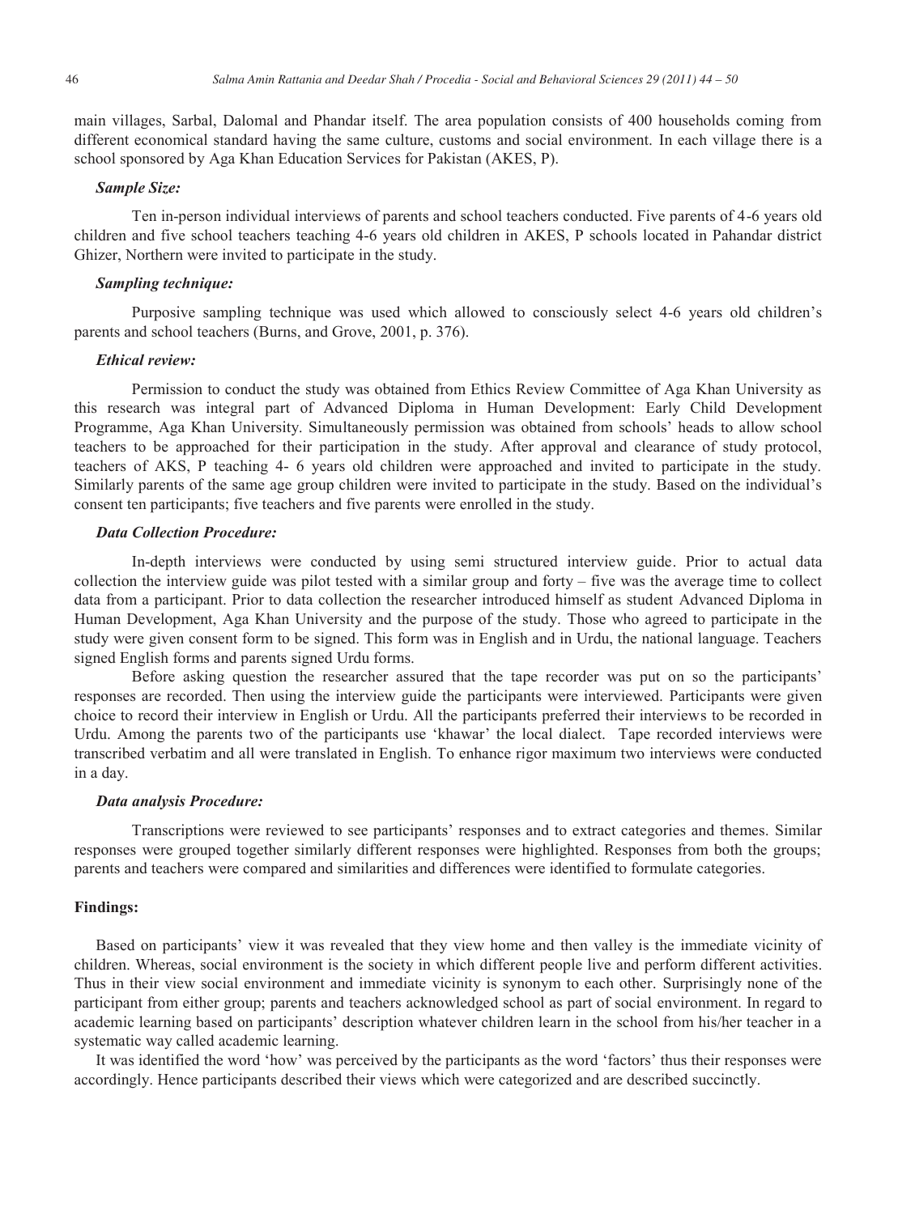main villages, Sarbal, Dalomal and Phandar itself. The area population consists of 400 households coming from different economical standard having the same culture, customs and social environment. In each village there is a school sponsored by Aga Khan Education Services for Pakistan (AKES, P).

### *Sample Size:*

Ten in-person individual interviews of parents and school teachers conducted. Five parents of 4-6 years old children and five school teachers teaching 4-6 years old children in AKES, P schools located in Pahandar district Ghizer, Northern were invited to participate in the study.

### *Sampling technique:*

Purposive sampling technique was used which allowed to consciously select 4-6 years old children's parents and school teachers (Burns, and Grove, 2001, p. 376).

### *Ethical review:*

Permission to conduct the study was obtained from Ethics Review Committee of Aga Khan University as this research was integral part of Advanced Diploma in Human Development: Early Child Development Programme, Aga Khan University. Simultaneously permission was obtained from schools' heads to allow school teachers to be approached for their participation in the study. After approval and clearance of study protocol, teachers of AKS, P teaching 4- 6 years old children were approached and invited to participate in the study. Similarly parents of the same age group children were invited to participate in the study. Based on the individual's consent ten participants; five teachers and five parents were enrolled in the study.

### *Data Collection Procedure:*

In-depth interviews were conducted by using semi structured interview guide. Prior to actual data collection the interview guide was pilot tested with a similar group and forty – five was the average time to collect data from a participant. Prior to data collection the researcher introduced himself as student Advanced Diploma in Human Development, Aga Khan University and the purpose of the study. Those who agreed to participate in the study were given consent form to be signed. This form was in English and in Urdu, the national language. Teachers signed English forms and parents signed Urdu forms.

Before asking question the researcher assured that the tape recorder was put on so the participants' responses are recorded. Then using the interview guide the participants were interviewed. Participants were given choice to record their interview in English or Urdu. All the participants preferred their interviews to be recorded in Urdu. Among the parents two of the participants use 'khawar' the local dialect. Tape recorded interviews were transcribed verbatim and all were translated in English. To enhance rigor maximum two interviews were conducted in a day.

### *Data analysis Procedure:*

Transcriptions were reviewed to see participants' responses and to extract categories and themes. Similar responses were grouped together similarly different responses were highlighted. Responses from both the groups; parents and teachers were compared and similarities and differences were identified to formulate categories.

## **Findings:**

Based on participants' view it was revealed that they view home and then valley is the immediate vicinity of children. Whereas, social environment is the society in which different people live and perform different activities. Thus in their view social environment and immediate vicinity is synonym to each other. Surprisingly none of the participant from either group; parents and teachers acknowledged school as part of social environment. In regard to academic learning based on participants' description whatever children learn in the school from his/her teacher in a systematic way called academic learning.

It was identified the word 'how' was perceived by the participants as the word 'factors' thus their responses were accordingly. Hence participants described their views which were categorized and are described succinctly.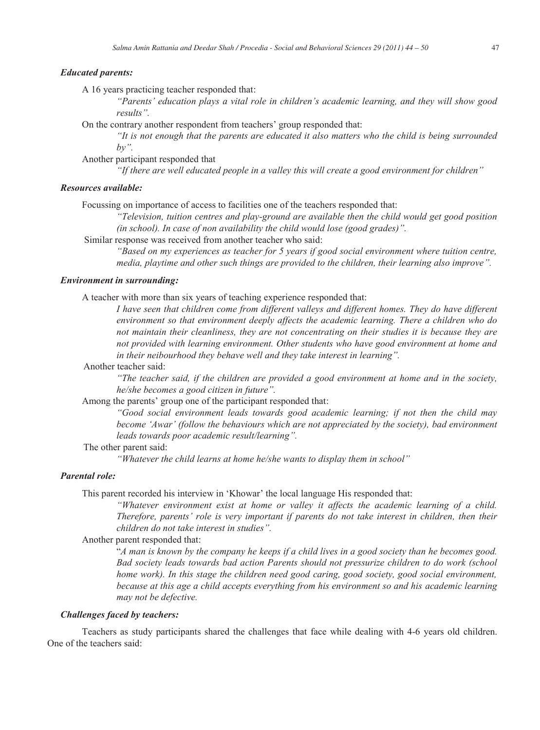### *Educated parents:*

A 16 years practicing teacher responded that:

> *"Parents' education plays a vital role in children's academic learning, and they will show good results".*

On the contrary another respondent from teachers' group responded that:

> *"It is not enough that the parents are educated it also matters who the child is being surrounded by".*

Another participant responded that

> *"If there are well educated people in a valley this will create a good environment for children"*

### *Resources available:*

Focussing on importance of access to facilities one of the teachers responded that:

> *"Television, tuition centres and play-ground are available then the child would get good position (in school). In case of non availability the child would lose (good grades)".*

Similar response was received from another teacher who said:

> *"Based on my experiences as teacher for 5 years if good social environment where tuition centre, media, playtime and other such things are provided to the children, their learning also improve".*

### *Environment in surrounding:*

A teacher with more than six years of teaching experience responded that:

> *I have seen that children come from different valleys and different homes. They do have different environment so that environment deeply affects the academic learning. There a children who do not maintain their cleanliness, they are not concentrating on their studies it is because they are not provided with learning environment. Other students who have good environment at home and in their neibourhood they behave well and they take interest in learning".*

Another teacher said:

> *"The teacher said, if the children are provided a good environment at home and in the society, he/she becomes a good citizen in future".*

Among the parents' group one of the participant responded that:

> *"Good social environment leads towards good academic learning; if not then the child may become 'Awar' (follow the behaviours which are not appreciated by the society), bad environment leads towards poor academic result/learning".*

The other parent said:

> *"Whatever the child learns at home he/she wants to display them in school"*

### *Parental role:*

This parent recorded his interview in 'Khowar' the local language His responded that:

> *"Whatever environment exist at home or valley it affects the academic learning of a child. Therefore, parents' role is very important if parents do not take interest in children, then their children do not take interest in studies".*

Another parent responded that:

> "*A man is known by the company he keeps if a child lives in a good society than he becomes good. Bad society leads towards bad action Parents should not pressurize children to do work (school home work). In this stage the children need good caring, good society, good social environment, because at this age a child accepts everything from his environment so and his academic learning may not be defective.*

### *Challenges faced by teachers:*

Teachers as study participants shared the challenges that face while dealing with 4-6 years old children. One of the teachers said: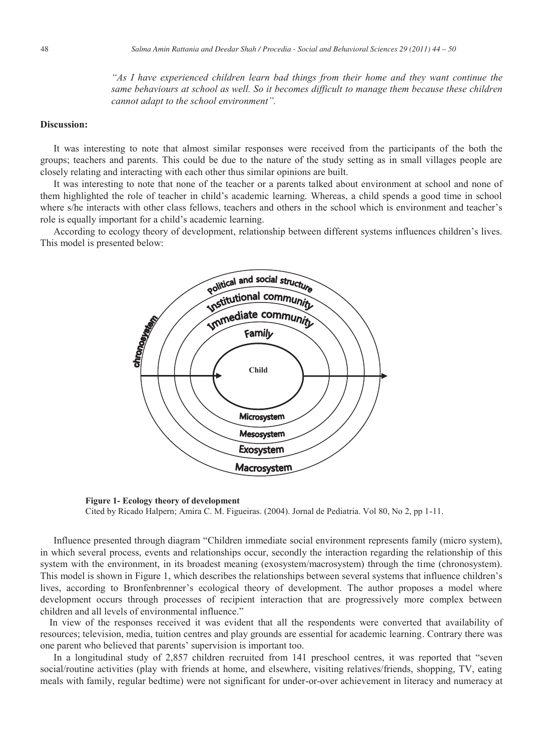*"As I have experienced children learn bad things from their home and they want continue the same behaviours at school as well. So it becomes difficult to manage them because these children cannot adapt to the school environment".*

**Discussion:**

It was interesting to note that almost similar responses were received from the participants of the both the groups; teachers and parents. This could be due to the nature of the study setting as in small villages people are closely relating and interacting with each other thus similar opinions are built.

It was interesting to note that none of the teacher or a parents talked about environment at school and none of them highlighted the role of teacher in child's academic learning. Whereas, a child spends a good time in school where s/he interacts with other class fellows, teachers and others in the school which is environment and teacher's role is equally important for a child's academic learning.

According to ecology theory of development, relationship between different systems influences children's lives. This model is presented below:

**Figure 1- Ecology theory of development**
Cited by Ricado Halpern; Amira C. M. Figueiras. (2004). Jornal de Pediatria. Vol 80, No 2, pp 1-11.

Influence presented through diagram "Children immediate social environment represents family (micro system), in which several process, events and relationships occur, secondly the interaction regarding the relationship of this system with the environment, in its broadest meaning (exosystem/macrosystem) through the time (chronosystem). This model is shown in Figure 1, which describes the relationships between several systems that influence children's lives, according to Bronfenbrenner's ecological theory of development. The author proposes a model where development occurs through processes of recipient interaction that are progressively more complex between children and all levels of environmental influence."

In view of the responses received it was evident that all the respondents were converted that availability of resources; television, media, tuition centres and play grounds are essential for academic learning. Contrary there was one parent who believed that parents' supervision is important too.

In a longitudinal study of 2,857 children recruited from 141 preschool centres, it was reported that "seven social/routine activities (play with friends at home, and elsewhere, visiting relatives/friends, shopping, TV, eating meals with family, regular bedtime) were not significant for under-or-over achievement in literacy and numeracy at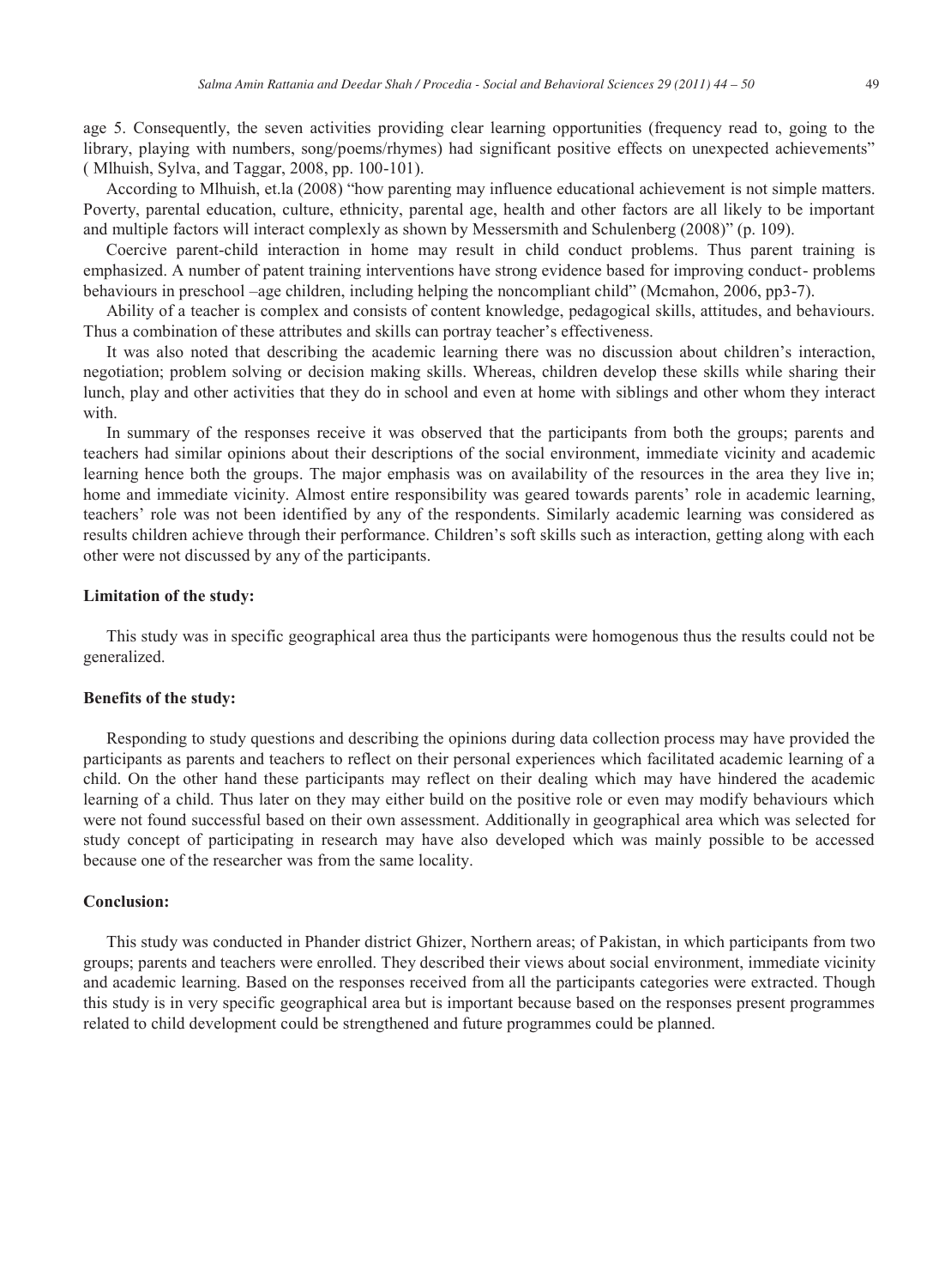age 5. Consequently, the seven activities providing clear learning opportunities (frequency read to, going to the library, playing with numbers, song/poems/rhymes) had significant positive effects on unexpected achievements" ( Mlhuish, Sylva, and Taggar, 2008, pp. 100-101).

According to Mlhuish, et.la (2008) "how parenting may influence educational achievement is not simple matters. Poverty, parental education, culture, ethnicity, parental age, health and other factors are all likely to be important and multiple factors will interact complexly as shown by Messersmith and Schulenberg (2008)" (p. 109).

Coercive parent-child interaction in home may result in child conduct problems. Thus parent training is emphasized. A number of patent training interventions have strong evidence based for improving conduct- problems behaviours in preschool –age children, including helping the noncompliant child" (Mcmahon, 2006, pp3-7).

Ability of a teacher is complex and consists of content knowledge, pedagogical skills, attitudes, and behaviours. Thus a combination of these attributes and skills can portray teacher's effectiveness.

It was also noted that describing the academic learning there was no discussion about children's interaction, negotiation; problem solving or decision making skills. Whereas, children develop these skills while sharing their lunch, play and other activities that they do in school and even at home with siblings and other whom they interact with.

In summary of the responses receive it was observed that the participants from both the groups; parents and teachers had similar opinions about their descriptions of the social environment, immediate vicinity and academic learning hence both the groups. The major emphasis was on availability of the resources in the area they live in; home and immediate vicinity. Almost entire responsibility was geared towards parents' role in academic learning, teachers' role was not been identified by any of the respondents. Similarly academic learning was considered as results children achieve through their performance. Children's soft skills such as interaction, getting along with each other were not discussed by any of the participants.

**Limitation of the study:**

This study was in specific geographical area thus the participants were homogenous thus the results could not be generalized.

**Benefits of the study:**

Responding to study questions and describing the opinions during data collection process may have provided the participants as parents and teachers to reflect on their personal experiences which facilitated academic learning of a child. On the other hand these participants may reflect on their dealing which may have hindered the academic learning of a child. Thus later on they may either build on the positive role or even may modify behaviours which were not found successful based on their own assessment. Additionally in geographical area which was selected for study concept of participating in research may have also developed which was mainly possible to be accessed because one of the researcher was from the same locality.

**Conclusion:**

This study was conducted in Phander district Ghizer, Northern areas; of Pakistan, in which participants from two groups; parents and teachers were enrolled. They described their views about social environment, immediate vicinity and academic learning. Based on the responses received from all the participants categories were extracted. Though this study is in very specific geographical area but is important because based on the responses present programmes related to child development could be strengthened and future programmes could be planned.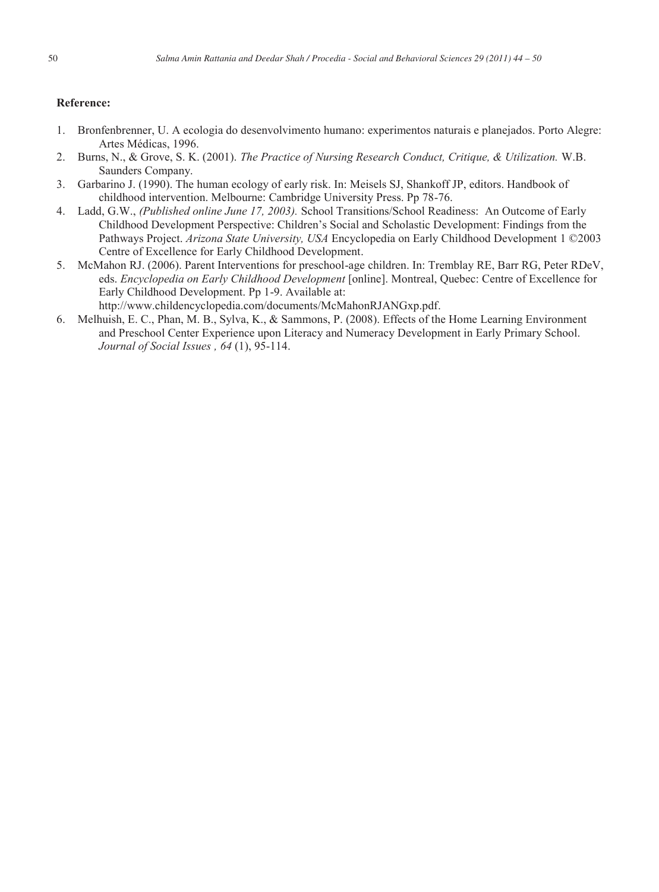**Reference:**

1. Bronfenbrenner, U. A ecologia do desenvolvimento humano: experimentos naturais e planejados. Porto Alegre: Artes Médicas, 1996.
2. Burns, N., & Grove, S. K. (2001). *The Practice of Nursing Research Conduct, Critique, & Utilization.* W.B. Saunders Company.
3. Garbarino J. (1990). The human ecology of early risk. In: Meisels SJ, Shankoff JP, editors. Handbook of childhood intervention. Melbourne: Cambridge University Press. Pp 78-76.
4. Ladd, G.W., *(Published online June 17, 2003).* School Transitions/School Readiness: An Outcome of Early Childhood Development Perspective: Children's Social and Scholastic Development: Findings from the Pathways Project. *Arizona State University, USA* Encyclopedia on Early Childhood Development 1 ©2003 Centre of Excellence for Early Childhood Development.
5. McMahon RJ. (2006). Parent Interventions for preschool-age children. In: Tremblay RE, Barr RG, Peter RDeV, eds. *Encyclopedia on Early Childhood Development* [online]. Montreal, Quebec: Centre of Excellence for Early Childhood Development. Pp 1-9. Available at: http://www.childencyclopedia.com/documents/McMahonRJANGxp.pdf.
6. Melhuish, E. C., Phan, M. B., Sylva, K., & Sammons, P. (2008). Effects of the Home Learning Environment and Preschool Center Experience upon Literacy and Numeracy Development in Early Primary School. *Journal of Social Issues , 64* (1), 95-114.